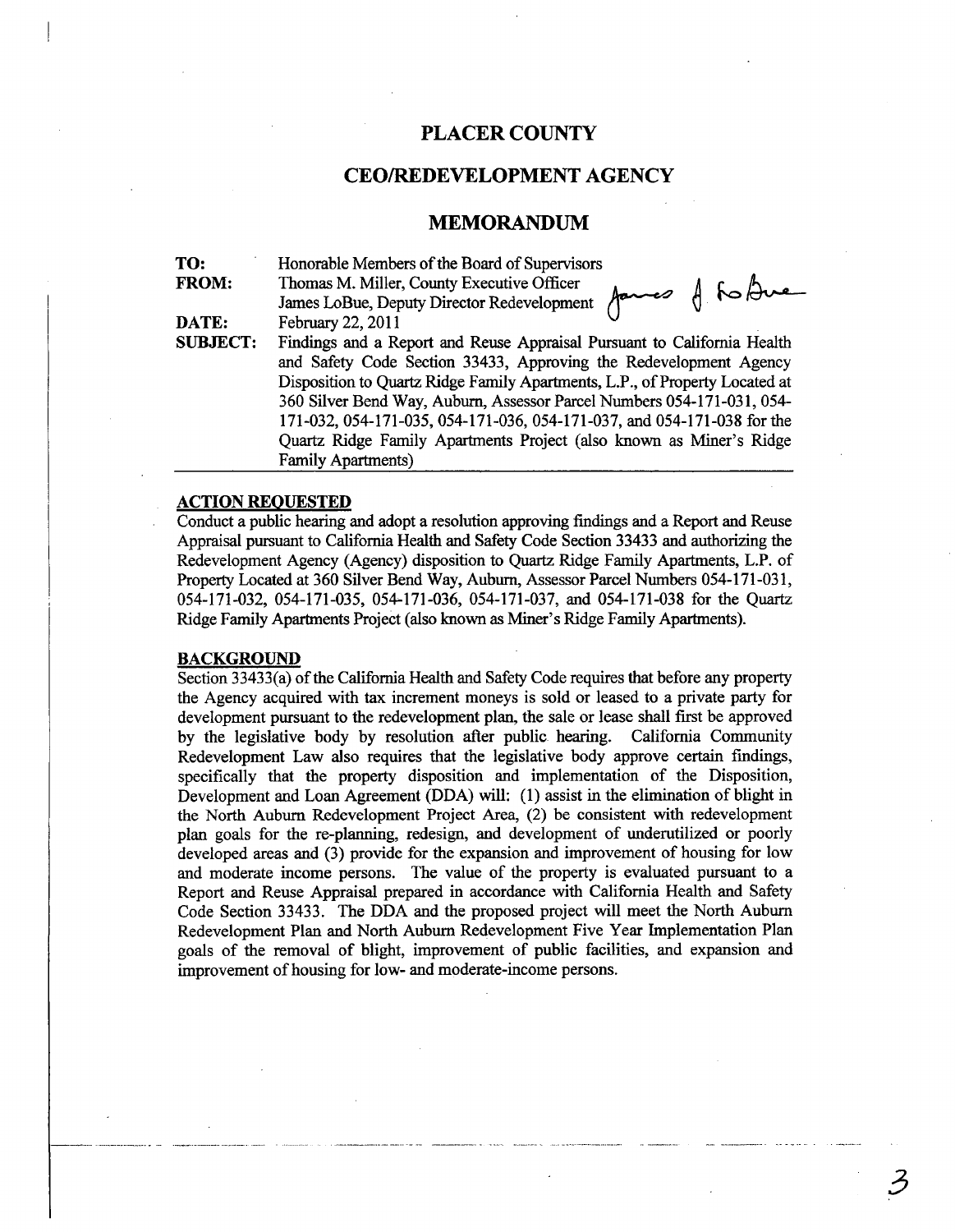# PLACER COUNTY

## CEO/REDEVELOPMENT AGENCY

## MEMORANDUM

| | |
|---|---|
| **TO:** | Honorable Members of the Board of Supervisors |
| **FROM:** | Thomas M. Miller, County Executive Officer<br>James LoBue, Deputy Director Redevelopment |
| **DATE:** | February 22, 2011 |
| **SUBJECT:** | Findings and a Report and Reuse Appraisal Pursuant to California Health and Safety Code Section 33433, Approving the Redevelopment Agency Disposition to Quartz Ridge Family Apartments, L.P., of Property Located at 360 Silver Bend Way, Auburn, Assessor Parcel Numbers 054-171-031, 054-171-032, 054-171-035, 054-171-036, 054-171-037, and 054-171-038 for the Quartz Ridge Family Apartments Project (also known as Miner's Ridge Family Apartments) |

### ACTION REQUESTED

Conduct a public hearing and adopt a resolution approving findings and a Report and Reuse Appraisal pursuant to California Health and Safety Code Section 33433 and authorizing the Redevelopment Agency (Agency) disposition to Quartz Ridge Family Apartments, L.P. of Property Located at 360 Silver Bend Way, Auburn, Assessor Parcel Numbers 054-171-031, 054-171-032, 054-171-035, 054-171-036, 054-171-037, and 054-171-038 for the Quartz Ridge Family Apartments Project (also known as Miner's Ridge Family Apartments).

### BACKGROUND

Section 33433(a) of the California Health and Safety Code requires that before any property the Agency acquired with tax increment moneys is sold or leased to a private party for development pursuant to the redevelopment plan, the sale or lease shall first be approved by the legislative body by resolution after public hearing. California Community Redevelopment Law also requires that the legislative body approve certain findings, specifically that the property disposition and implementation of the Disposition, Development and Loan Agreement (DDA) will: (1) assist in the elimination of blight in the North Auburn Redevelopment Project Area, (2) be consistent with redevelopment plan goals for the re-planning, redesign, and development of underutilized or poorly developed areas and (3) provide for the expansion and improvement of housing for low and moderate income persons. The value of the property is evaluated pursuant to a Report and Reuse Appraisal prepared in accordance with California Health and Safety Code Section 33433. The DDA and the proposed project will meet the North Auburn Redevelopment Plan and North Auburn Redevelopment Five Year Implementation Plan goals of the removal of blight, improvement of public facilities, and expansion and improvement of housing for low- and moderate-income persons.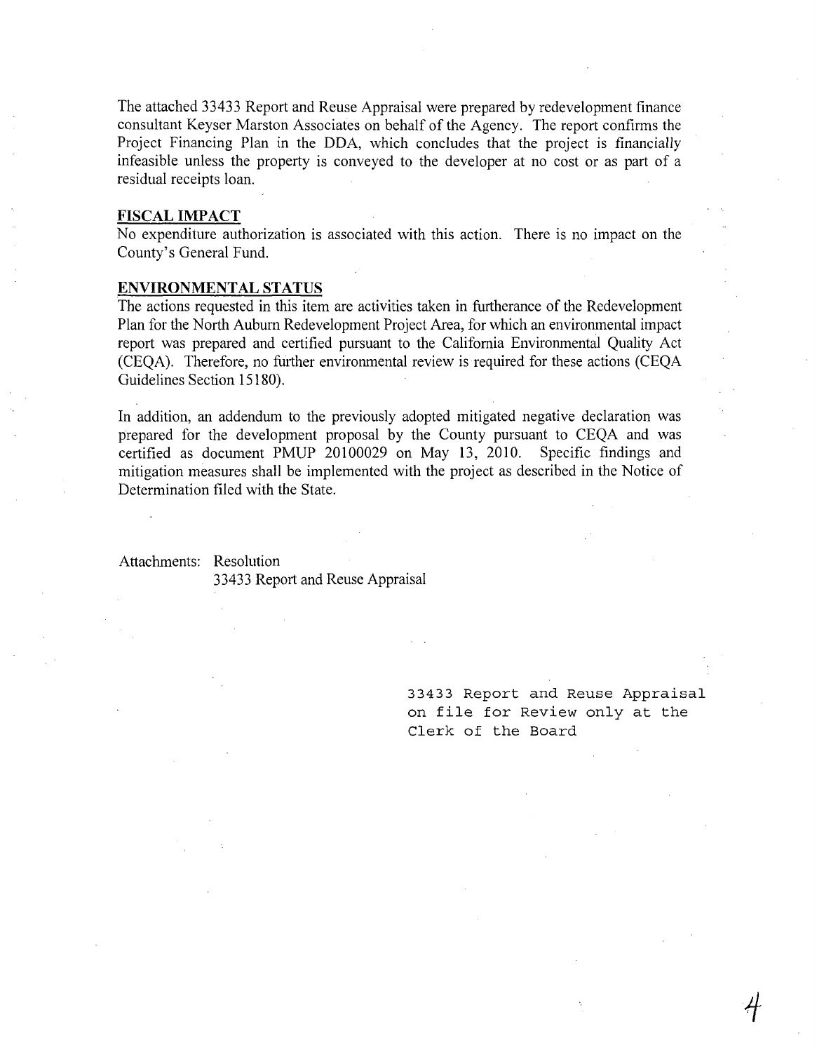The attached 33433 Report and Reuse Appraisal were prepared by redevelopment finance consultant Keyser Marston Associates on behalf of the Agency. The report confirms the Project Financing Plan in the DDA, which concludes that the project is financially infeasible unless the property is conveyed to the developer at no cost or as part of a residual receipts loan.

**FISCAL IMPACT**

No expenditure authorization is associated with this action. There is no impact on the County's General Fund.

**ENVIRONMENTAL STATUS**

The actions requested in this item are activities taken in furtherance of the Redevelopment Plan for the North Auburn Redevelopment Project Area, for which an environmental impact report was prepared and certified pursuant to the California Environmental Quality Act (CEQA). Therefore, no further environmental review is required for these actions (CEQA Guidelines Section 15180).

In addition, an addendum to the previously adopted mitigated negative declaration was prepared for the development proposal by the County pursuant to CEQA and was certified as document PMUP 20100029 on May 13, 2010. Specific findings and mitigation measures shall be implemented with the project as described in the Notice of Determination filed with the State.

Attachments: Resolution
33433 Report and Reuse Appraisal

33433 Report and Reuse Appraisal on file for Review only at the Clerk of the Board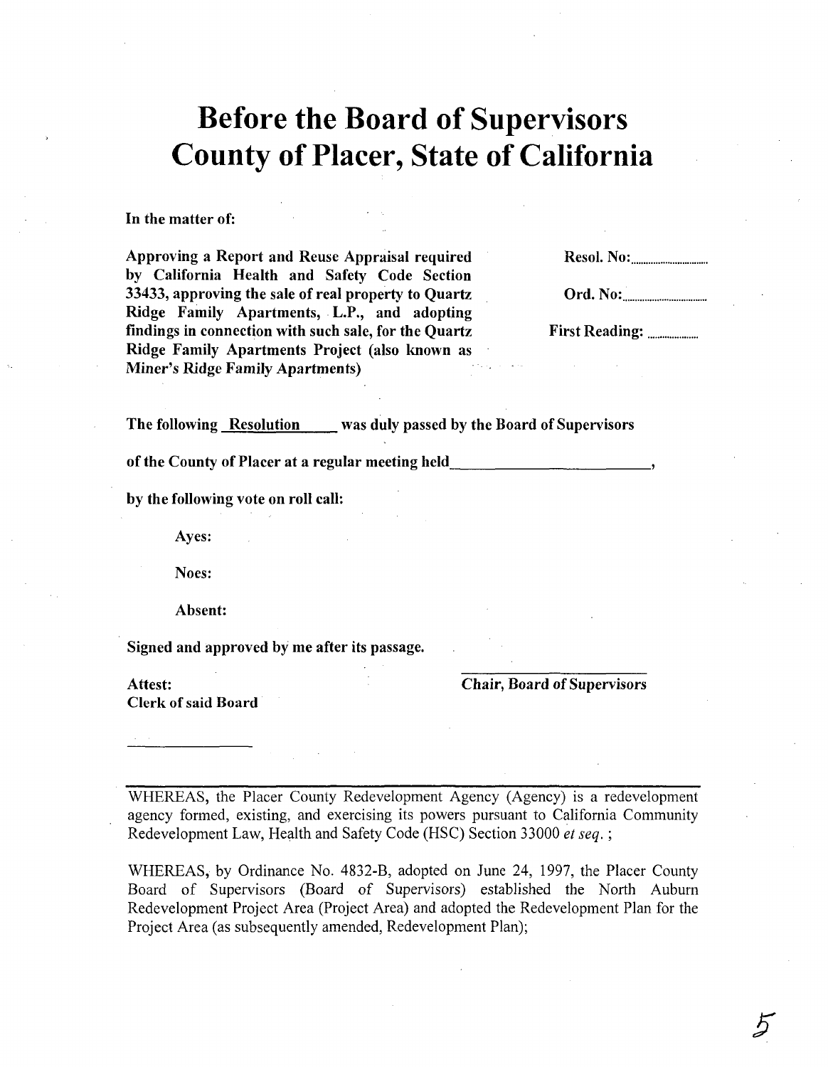# Before the Board of Supervisors
# County of Placer, State of California

**In the matter of:**

**Approving a Report and Reuse Appraisal required by California Health and Safety Code Section 33433, approving the sale of real property to Quartz Ridge Family Apartments, L.P., and adopting findings in connection with such sale, for the Quartz Ridge Family Apartments Project (also known as Miner's Ridge Family Apartments)**

**Resol. No:..............................**

**Ord. No:..............................**

**First Reading: ...................**

**The following Resolution was duly passed by the Board of Supervisors**

**of the County of Placer at a regular meeting held________________________,**

**by the following vote on roll call:**

**Ayes:**

**Noes:**

**Absent:**

**Signed and approved by me after its passage.**

**Attest:**
**Clerk of said Board**

______________

______________________
**Chair, Board of Supervisors**

---

WHEREAS, the Placer County Redevelopment Agency (Agency) is a redevelopment agency formed, existing, and exercising its powers pursuant to California Community Redevelopment Law, Health and Safety Code (HSC) Section 33000 *et seq.*;

WHEREAS, by Ordinance No. 4832-B, adopted on June 24, 1997, the Placer County Board of Supervisors (Board of Supervisors) established the North Auburn Redevelopment Project Area (Project Area) and adopted the Redevelopment Plan for the Project Area (as subsequently amended, Redevelopment Plan);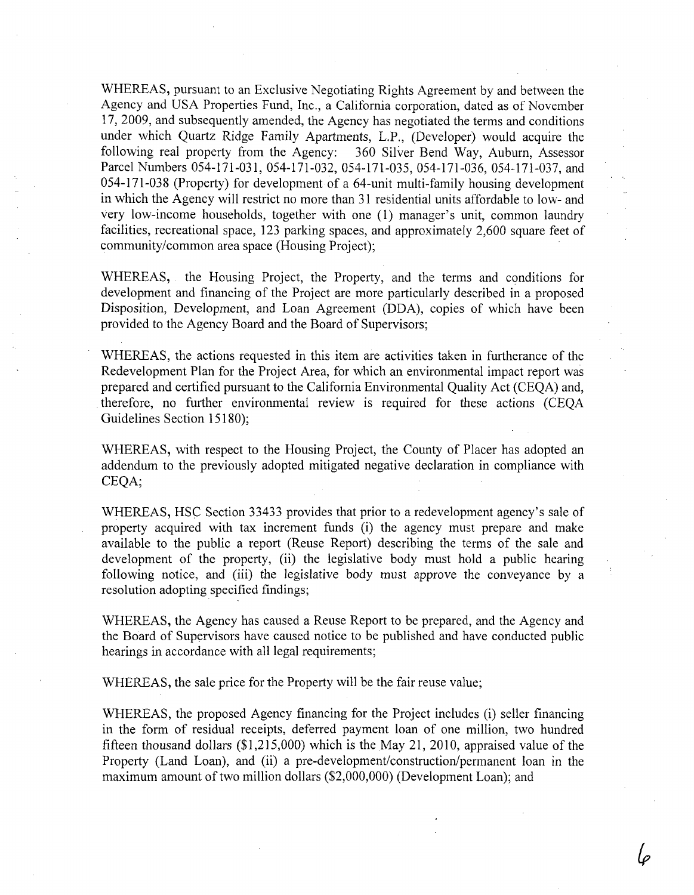WHEREAS, pursuant to an Exclusive Negotiating Rights Agreement by and between the Agency and USA Properties Fund, Inc., a California corporation, dated as of November 17, 2009, and subsequently amended, the Agency has negotiated the terms and conditions under which Quartz Ridge Family Apartments, L.P., (Developer) would acquire the following real property from the Agency: 360 Silver Bend Way, Auburn, Assessor Parcel Numbers 054-171-031, 054-171-032, 054-171-035, 054-171-036, 054-171-037, and 054-171-038 (Property) for development of a 64-unit multi-family housing development in which the Agency will restrict no more than 31 residential units affordable to low- and very low-income households, together with one (1) manager's unit, common laundry facilities, recreational space, 123 parking spaces, and approximately 2,600 square feet of community/common area space (Housing Project);

WHEREAS, the Housing Project, the Property, and the terms and conditions for development and financing of the Project are more particularly described in a proposed Disposition, Development, and Loan Agreement (DDA), copies of which have been provided to the Agency Board and the Board of Supervisors;

WHEREAS, the actions requested in this item are activities taken in furtherance of the Redevelopment Plan for the Project Area, for which an environmental impact report was prepared and certified pursuant to the California Environmental Quality Act (CEQA) and, therefore, no further environmental review is required for these actions (CEQA Guidelines Section 15180);

WHEREAS, with respect to the Housing Project, the County of Placer has adopted an addendum to the previously adopted mitigated negative declaration in compliance with CEQA;

WHEREAS, HSC Section 33433 provides that prior to a redevelopment agency's sale of property acquired with tax increment funds (i) the agency must prepare and make available to the public a report (Reuse Report) describing the terms of the sale and development of the property, (ii) the legislative body must hold a public hearing following notice, and (iii) the legislative body must approve the conveyance by a resolution adopting specified findings;

WHEREAS, the Agency has caused a Reuse Report to be prepared, and the Agency and the Board of Supervisors have caused notice to be published and have conducted public hearings in accordance with all legal requirements;

WHEREAS, the sale price for the Property will be the fair reuse value;

WHEREAS, the proposed Agency financing for the Project includes (i) seller financing in the form of residual receipts, deferred payment loan of one million, two hundred fifteen thousand dollars ($1,215,000) which is the May 21, 2010, appraised value of the Property (Land Loan), and (ii) a pre-development/construction/permanent loan in the maximum amount of two million dollars ($2,000,000) (Development Loan); and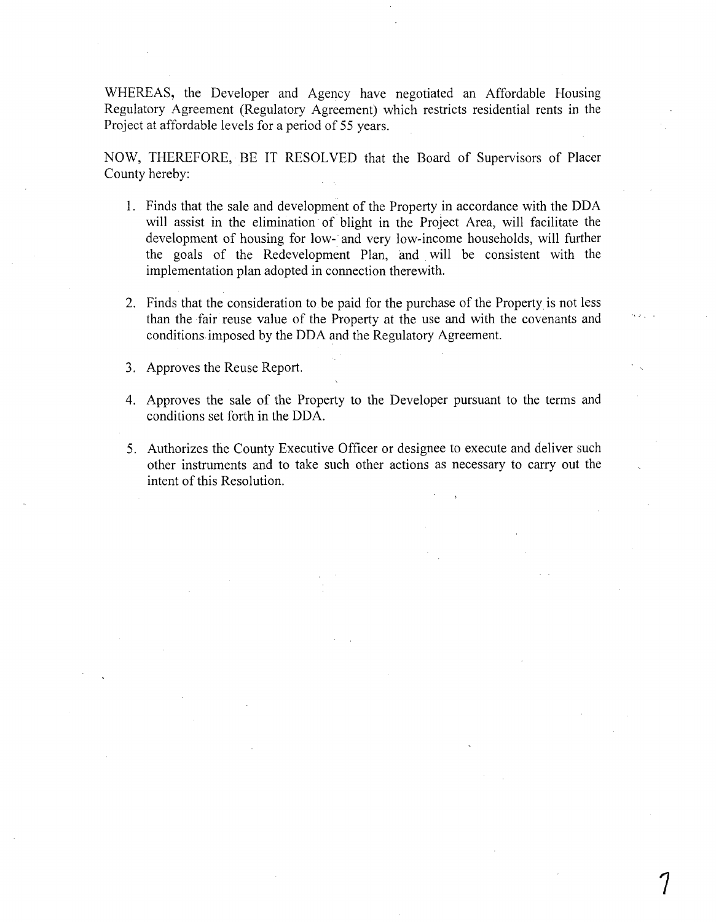WHEREAS, the Developer and Agency have negotiated an Affordable Housing Regulatory Agreement (Regulatory Agreement) which restricts residential rents in the Project at affordable levels for a period of 55 years.

NOW, THEREFORE, BE IT RESOLVED that the Board of Supervisors of Placer County hereby:

1. Finds that the sale and development of the Property in accordance with the DDA will assist in the elimination of blight in the Project Area, will facilitate the development of housing for low- and very low-income households, will further the goals of the Redevelopment Plan, and will be consistent with the implementation plan adopted in connection therewith.

2. Finds that the consideration to be paid for the purchase of the Property is not less than the fair reuse value of the Property at the use and with the covenants and conditions imposed by the DDA and the Regulatory Agreement.

3. Approves the Reuse Report.

4. Approves the sale of the Property to the Developer pursuant to the terms and conditions set forth in the DDA.

5. Authorizes the County Executive Officer or designee to execute and deliver such other instruments and to take such other actions as necessary to carry out the intent of this Resolution.